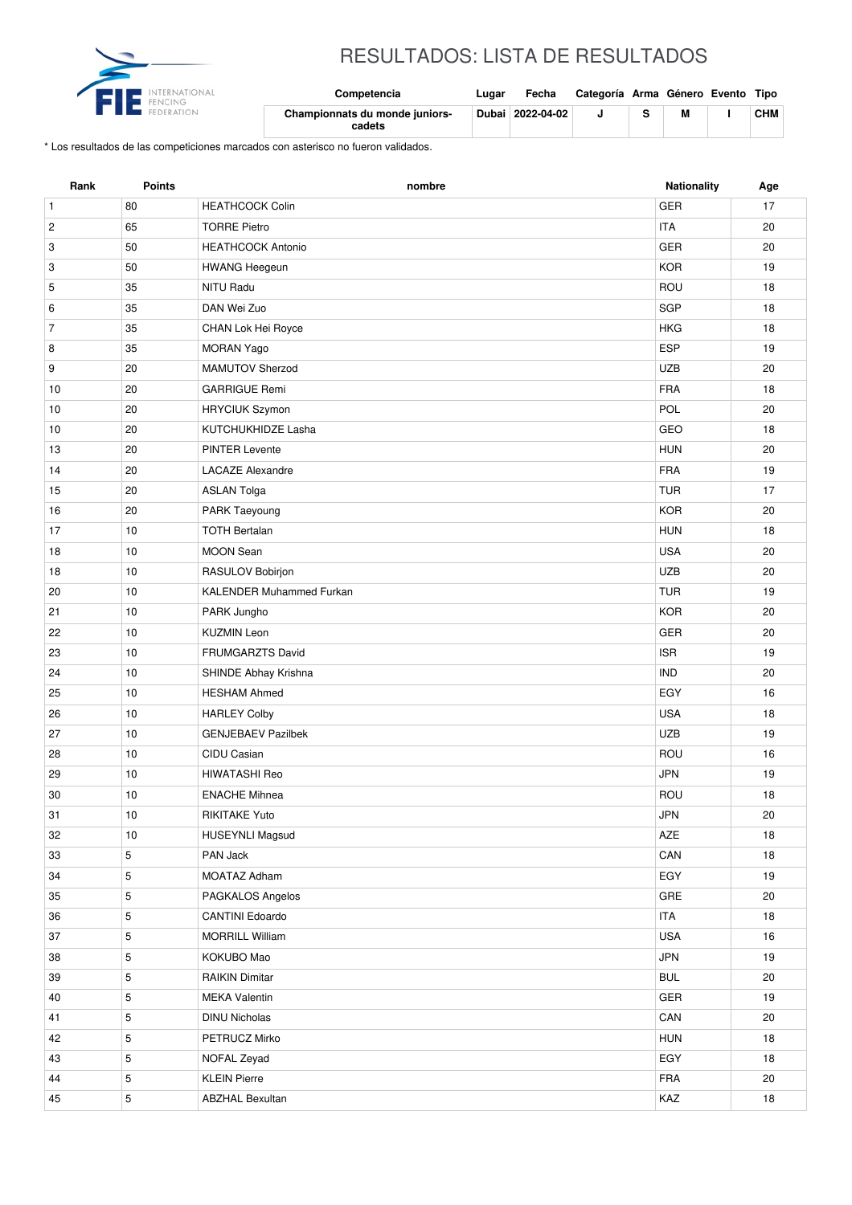# RESULTADOS: LISTA DE RESULTADOS

| Competencia | Lugar | Fecha | Categoría | Arma | Género | Evento | Tipo |
|---|---|---|---|---|---|---|---|
| **Championnats du monde juniors-cadets** | **Dubai** | **2022-04-02** | **J** | **S** | **M** | **I** | **CHM** |

\* Los resultados de las competiciones marcados con asterisco no fueron validados.

| Rank | Points | nombre | Nationality | Age |
|---|---|---|---|---|
| 1 | 80 | HEATHCOCK Colin | GER | 17 |
| 2 | 65 | TORRE Pietro | ITA | 20 |
| 3 | 50 | HEATHCOCK Antonio | GER | 20 |
| 3 | 50 | HWANG Heegeun | KOR | 19 |
| 5 | 35 | NITU Radu | ROU | 18 |
| 6 | 35 | DAN Wei Zuo | SGP | 18 |
| 7 | 35 | CHAN Lok Hei Royce | HKG | 18 |
| 8 | 35 | MORAN Yago | ESP | 19 |
| 9 | 20 | MAMUTOV Sherzod | UZB | 20 |
| 10 | 20 | GARRIGUE Remi | FRA | 18 |
| 10 | 20 | HRYCIUK Szymon | POL | 20 |
| 10 | 20 | KUTCHUKHIDZE Lasha | GEO | 18 |
| 13 | 20 | PINTER Levente | HUN | 20 |
| 14 | 20 | LACAZE Alexandre | FRA | 19 |
| 15 | 20 | ASLAN Tolga | TUR | 17 |
| 16 | 20 | PARK Taeyoung | KOR | 20 |
| 17 | 10 | TOTH Bertalan | HUN | 18 |
| 18 | 10 | MOON Sean | USA | 20 |
| 18 | 10 | RASULOV Bobirjon | UZB | 20 |
| 20 | 10 | KALENDER Muhammed Furkan | TUR | 19 |
| 21 | 10 | PARK Jungho | KOR | 20 |
| 22 | 10 | KUZMIN Leon | GER | 20 |
| 23 | 10 | FRUMGARZTS David | ISR | 19 |
| 24 | 10 | SHINDE Abhay Krishna | IND | 20 |
| 25 | 10 | HESHAM Ahmed | EGY | 16 |
| 26 | 10 | HARLEY Colby | USA | 18 |
| 27 | 10 | GENJEBAEV Pazilbek | UZB | 19 |
| 28 | 10 | CIDU Casian | ROU | 16 |
| 29 | 10 | HIWATASHI Reo | JPN | 19 |
| 30 | 10 | ENACHE Mihnea | ROU | 18 |
| 31 | 10 | RIKITAKE Yuto | JPN | 20 |
| 32 | 10 | HUSEYNLI Magsud | AZE | 18 |
| 33 | 5 | PAN Jack | CAN | 18 |
| 34 | 5 | MOATAZ Adham | EGY | 19 |
| 35 | 5 | PAGKALOS Angelos | GRE | 20 |
| 36 | 5 | CANTINI Edoardo | ITA | 18 |
| 37 | 5 | MORRILL William | USA | 16 |
| 38 | 5 | KOKUBO Mao | JPN | 19 |
| 39 | 5 | RAIKIN Dimitar | BUL | 20 |
| 40 | 5 | MEKA Valentin | GER | 19 |
| 41 | 5 | DINU Nicholas | CAN | 20 |
| 42 | 5 | PETRUCZ Mirko | HUN | 18 |
| 43 | 5 | NOFAL Zeyad | EGY | 18 |
| 44 | 5 | KLEIN Pierre | FRA | 20 |
| 45 | 5 | ABZHAL Bexultan | KAZ | 18 |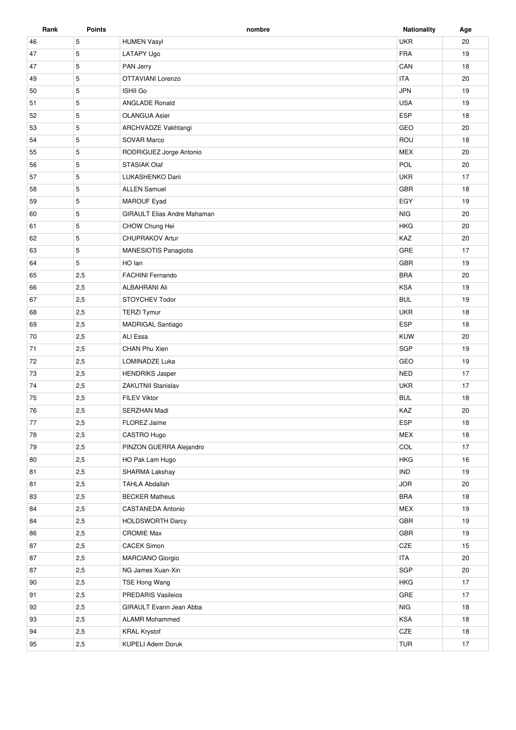| Rank | Points | nombre | Nationality | Age |
|---|---|---|---|---|
| 46 | 5 | HUMEN Vasyl | UKR | 20 |
| 47 | 5 | LATAPY Ugo | FRA | 19 |
| 47 | 5 | PAN Jerry | CAN | 18 |
| 49 | 5 | OTTAVIANI Lorenzo | ITA | 20 |
| 50 | 5 | ISHII Go | JPN | 19 |
| 51 | 5 | ANGLADE Ronald | USA | 19 |
| 52 | 5 | OLANGUA Asier | ESP | 18 |
| 53 | 5 | ARCHVADZE Vakhtangi | GEO | 20 |
| 54 | 5 | SOVAR Marco | ROU | 18 |
| 55 | 5 | RODRIGUEZ Jorge Antonio | MEX | 20 |
| 56 | 5 | STASIAK Olaf | POL | 20 |
| 57 | 5 | LUKASHENKO Darii | UKR | 17 |
| 58 | 5 | ALLEN Samuel | GBR | 18 |
| 59 | 5 | MAROUF Eyad | EGY | 19 |
| 60 | 5 | GIRAULT Elias Andre Mahaman | NIG | 20 |
| 61 | 5 | CHOW Chung Hei | HKG | 20 |
| 62 | 5 | CHUPRAKOV Artur | KAZ | 20 |
| 63 | 5 | MANESIOTIS Panagiotis | GRE | 17 |
| 64 | 5 | HO Ian | GBR | 19 |
| 65 | 2,5 | FACHINI Fernando | BRA | 20 |
| 66 | 2,5 | ALBAHRANI Ali | KSA | 19 |
| 67 | 2,5 | STOYCHEV Todor | BUL | 19 |
| 68 | 2,5 | TERZI Tymur | UKR | 18 |
| 69 | 2,5 | MADRIGAL Santiago | ESP | 18 |
| 70 | 2,5 | ALI Essa | KUW | 20 |
| 71 | 2,5 | CHAN Phu Xien | SGP | 19 |
| 72 | 2,5 | LOMINADZE Luka | GEO | 19 |
| 73 | 2,5 | HENDRIKS Jasper | NED | 17 |
| 74 | 2,5 | ZAKUTNII Stanislav | UKR | 17 |
| 75 | 2,5 | FILEV Viktor | BUL | 18 |
| 76 | 2,5 | SERZHAN Madi | KAZ | 20 |
| 77 | 2,5 | FLOREZ Jaime | ESP | 18 |
| 78 | 2,5 | CASTRO Hugo | MEX | 18 |
| 79 | 2,5 | PINZON GUERRA Alejandro | COL | 17 |
| 80 | 2,5 | HO Pak Lam Hugo | HKG | 16 |
| 81 | 2,5 | SHARMA Lakshay | IND | 19 |
| 81 | 2,5 | TAHLA Abdallah | JOR | 20 |
| 83 | 2,5 | BECKER Matheus | BRA | 18 |
| 84 | 2,5 | CASTANEDA Antonio | MEX | 19 |
| 84 | 2,5 | HOLDSWORTH Darcy | GBR | 19 |
| 86 | 2,5 | CROMIE Max | GBR | 19 |
| 87 | 2,5 | CACEK Simon | CZE | 15 |
| 87 | 2,5 | MARCIANO Giorgio | ITA | 20 |
| 87 | 2,5 | NG James Xuan-Xin | SGP | 20 |
| 90 | 2,5 | TSE Hong Wang | HKG | 17 |
| 91 | 2,5 | PREDARIS Vasileios | GRE | 17 |
| 92 | 2,5 | GIRAULT Evann Jean Abba | NIG | 18 |
| 93 | 2,5 | ALAMR Mohammed | KSA | 18 |
| 94 | 2,5 | KRAL Krystof | CZE | 18 |
| 95 | 2,5 | KUPELI Adem Doruk | TUR | 17 |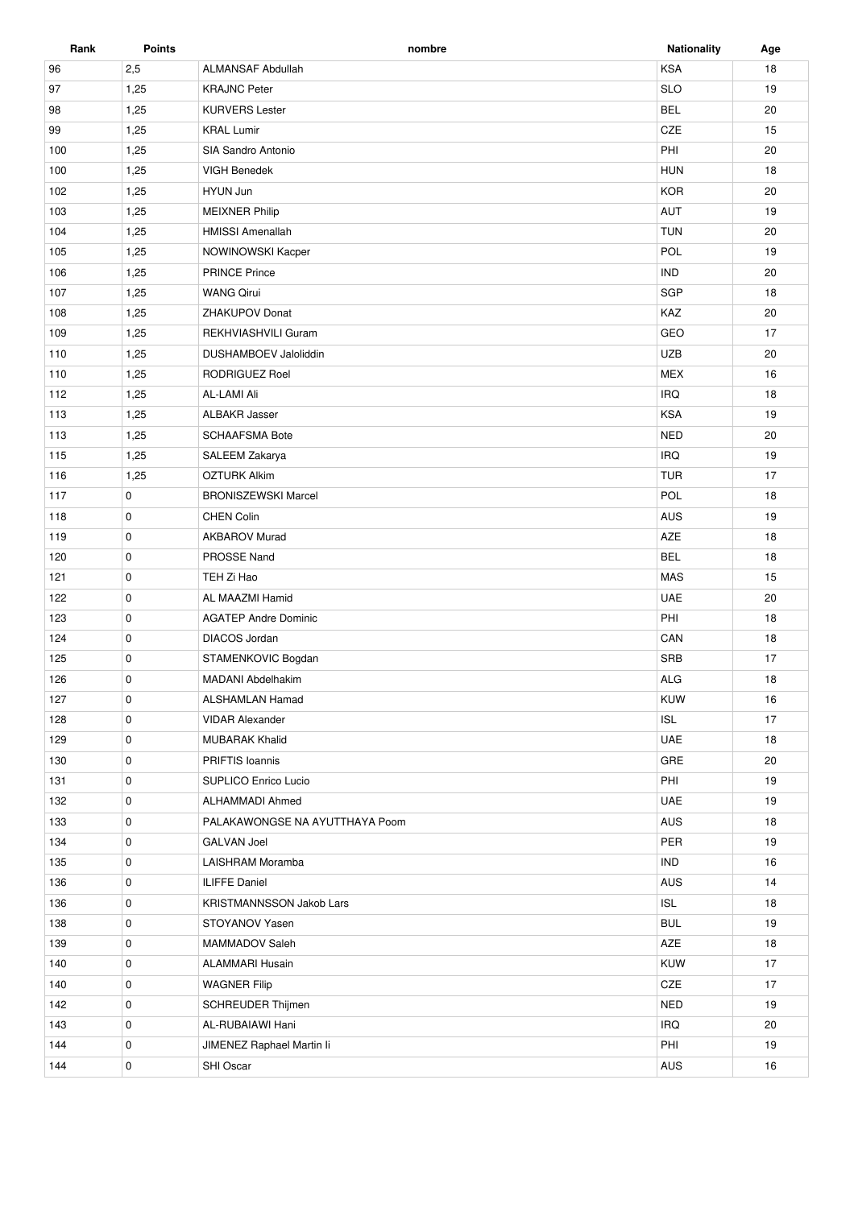| Rank | Points | nombre | Nationality | Age |
|---|---|---|---|---|
| 96 | 2,5 | ALMANSAF Abdullah | KSA | 18 |
| 97 | 1,25 | KRAJNC Peter | SLO | 19 |
| 98 | 1,25 | KURVERS Lester | BEL | 20 |
| 99 | 1,25 | KRAL Lumir | CZE | 15 |
| 100 | 1,25 | SIA Sandro Antonio | PHI | 20 |
| 100 | 1,25 | VIGH Benedek | HUN | 18 |
| 102 | 1,25 | HYUN Jun | KOR | 20 |
| 103 | 1,25 | MEIXNER Philip | AUT | 19 |
| 104 | 1,25 | HMISSI Amenallah | TUN | 20 |
| 105 | 1,25 | NOWINOWSKI Kacper | POL | 19 |
| 106 | 1,25 | PRINCE Prince | IND | 20 |
| 107 | 1,25 | WANG Qirui | SGP | 18 |
| 108 | 1,25 | ZHAKUPOV Donat | KAZ | 20 |
| 109 | 1,25 | REKHVIASHVILI Guram | GEO | 17 |
| 110 | 1,25 | DUSHAMBOEV Jaloliddin | UZB | 20 |
| 110 | 1,25 | RODRIGUEZ Roel | MEX | 16 |
| 112 | 1,25 | AL-LAMI Ali | IRQ | 18 |
| 113 | 1,25 | ALBAKR Jasser | KSA | 19 |
| 113 | 1,25 | SCHAAFSMA Bote | NED | 20 |
| 115 | 1,25 | SALEEM Zakarya | IRQ | 19 |
| 116 | 1,25 | OZTURK Alkim | TUR | 17 |
| 117 | 0 | BRONISZEWSKI Marcel | POL | 18 |
| 118 | 0 | CHEN Colin | AUS | 19 |
| 119 | 0 | AKBAROV Murad | AZE | 18 |
| 120 | 0 | PROSSE Nand | BEL | 18 |
| 121 | 0 | TEH Zi Hao | MAS | 15 |
| 122 | 0 | AL MAAZMI Hamid | UAE | 20 |
| 123 | 0 | AGATEP Andre Dominic | PHI | 18 |
| 124 | 0 | DIACOS Jordan | CAN | 18 |
| 125 | 0 | STAMENKOVIC Bogdan | SRB | 17 |
| 126 | 0 | MADANI Abdelhakim | ALG | 18 |
| 127 | 0 | ALSHAMLAN Hamad | KUW | 16 |
| 128 | 0 | VIDAR Alexander | ISL | 17 |
| 129 | 0 | MUBARAK Khalid | UAE | 18 |
| 130 | 0 | PRIFTIS Ioannis | GRE | 20 |
| 131 | 0 | SUPLICO Enrico Lucio | PHI | 19 |
| 132 | 0 | ALHAMMADI Ahmed | UAE | 19 |
| 133 | 0 | PALAKAWONGSE NA AYUTTHAYA Poom | AUS | 18 |
| 134 | 0 | GALVAN Joel | PER | 19 |
| 135 | 0 | LAISHRAM Moramba | IND | 16 |
| 136 | 0 | ILIFFE Daniel | AUS | 14 |
| 136 | 0 | KRISTMANNSSON Jakob Lars | ISL | 18 |
| 138 | 0 | STOYANOV Yasen | BUL | 19 |
| 139 | 0 | MAMMADOV Saleh | AZE | 18 |
| 140 | 0 | ALAMMARI Husain | KUW | 17 |
| 140 | 0 | WAGNER Filip | CZE | 17 |
| 142 | 0 | SCHREUDER Thijmen | NED | 19 |
| 143 | 0 | AL-RUBAIAWI Hani | IRQ | 20 |
| 144 | 0 | JIMENEZ Raphael Martin Ii | PHI | 19 |
| 144 | 0 | SHI Oscar | AUS | 16 |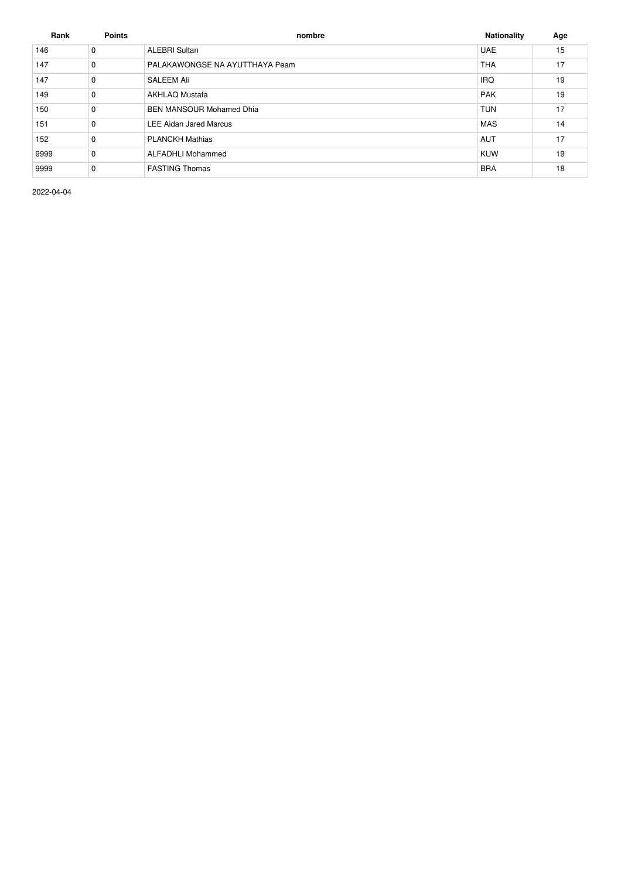| Rank | Points | nombre | Nationality | Age |
|---|---|---|---|---|
| 146 | 0 | ALEBRI Sultan | UAE | 15 |
| 147 | 0 | PALAKAWONGSE NA AYUTTHAYA Peam | THA | 17 |
| 147 | 0 | SALEEM Ali | IRQ | 19 |
| 149 | 0 | AKHLAQ Mustafa | PAK | 19 |
| 150 | 0 | BEN MANSOUR Mohamed Dhia | TUN | 17 |
| 151 | 0 | LEE Aidan Jared Marcus | MAS | 14 |
| 152 | 0 | PLANCKH Mathias | AUT | 17 |
| 9999 | 0 | ALFADHLI Mohammed | KUW | 19 |
| 9999 | 0 | FASTING Thomas | BRA | 18 |

2022-04-04